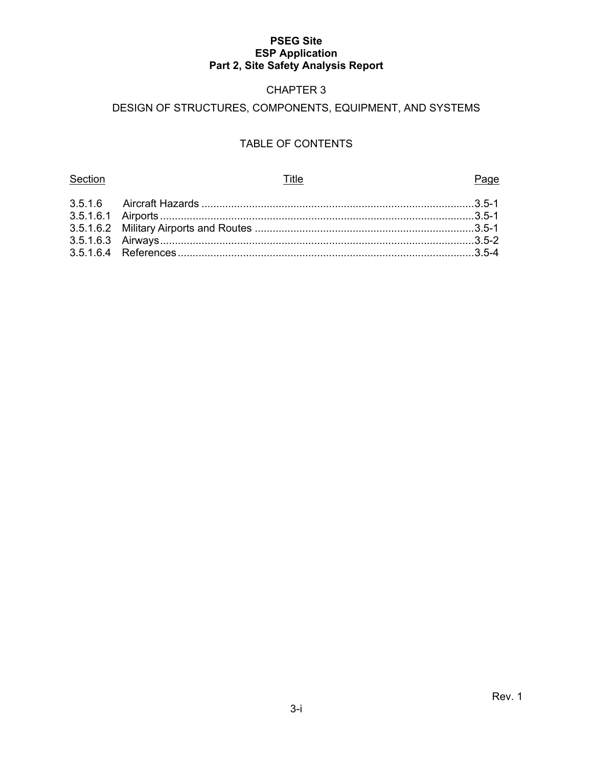**PSEG Site**
**ESP Application**
**Part 2, Site Safety Analysis Report**

# CHAPTER 3

## DESIGN OF STRUCTURES, COMPONENTS, EQUIPMENT, AND SYSTEMS

### TABLE OF CONTENTS

| Section | Title | Page |
|---|---|---|
| 3.5.1.6 | Aircraft Hazards | 3.5-1 |
| 3.5.1.6.1 | Airports | 3.5-1 |
| 3.5.1.6.2 | Military Airports and Routes | 3.5-1 |
| 3.5.1.6.3 | Airways | 3.5-2 |
| 3.5.1.6.4 | References | 3.5-4 |

Rev. 1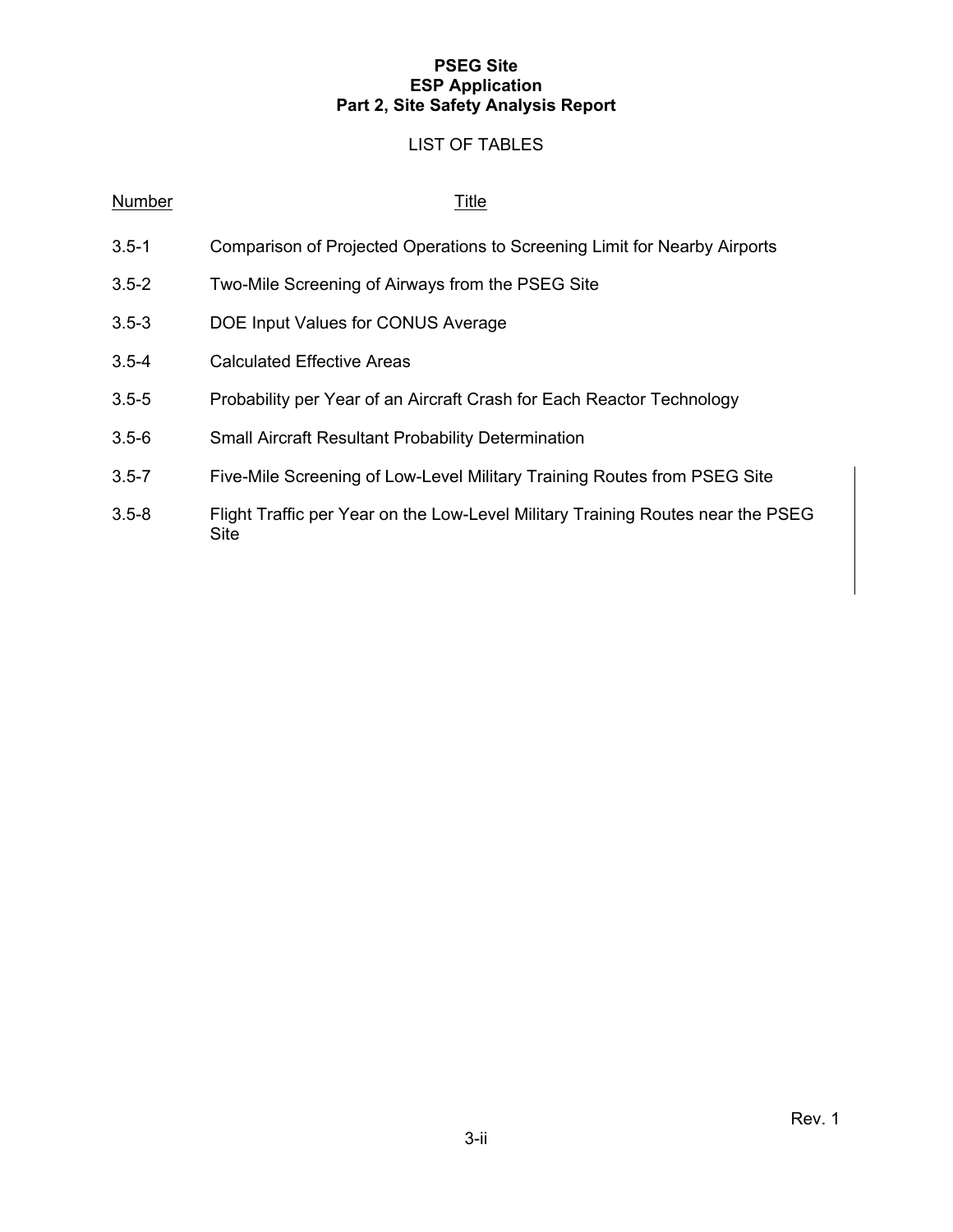## LIST OF TABLES

| Number | Title |
|---|---|
| 3.5-1 | Comparison of Projected Operations to Screening Limit for Nearby Airports |
| 3.5-2 | Two-Mile Screening of Airways from the PSEG Site |
| 3.5-3 | DOE Input Values for CONUS Average |
| 3.5-4 | Calculated Effective Areas |
| 3.5-5 | Probability per Year of an Aircraft Crash for Each Reactor Technology |
| 3.5-6 | Small Aircraft Resultant Probability Determination |
| 3.5-7 | Five-Mile Screening of Low-Level Military Training Routes from PSEG Site |
| 3.5-8 | Flight Traffic per Year on the Low-Level Military Training Routes near the PSEG Site |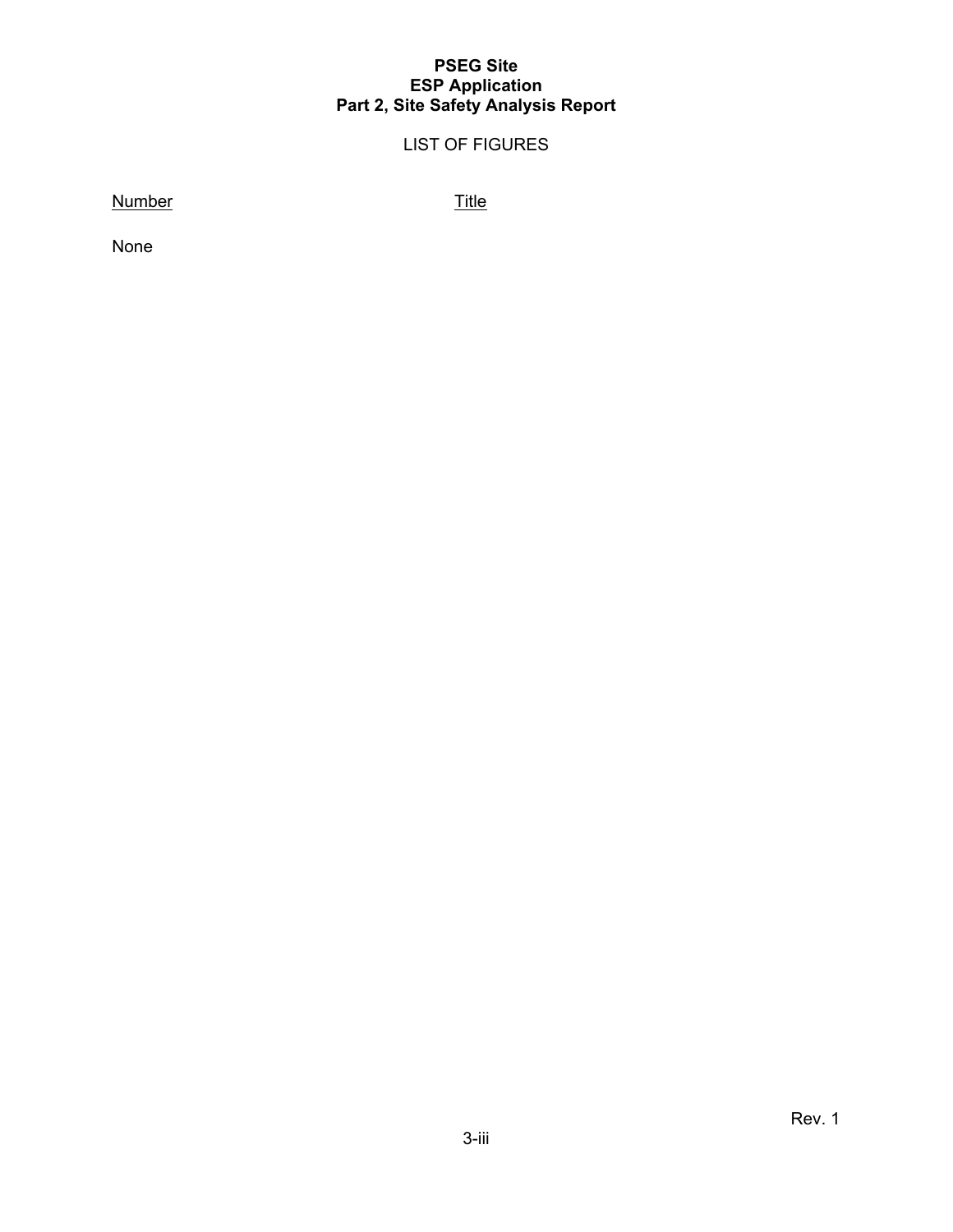## LIST OF FIGURES

| Number | Title |
|---|---|
| None | |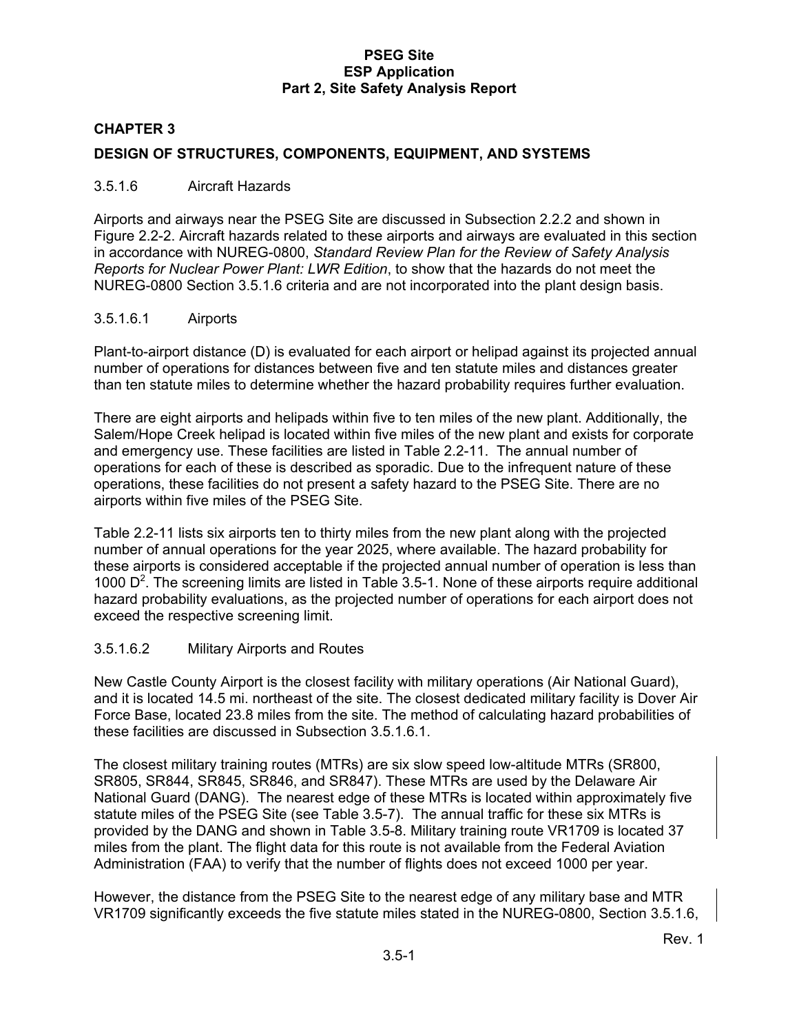## CHAPTER 3

## DESIGN OF STRUCTURES, COMPONENTS, EQUIPMENT, AND SYSTEMS

### 3.5.1.6 Aircraft Hazards

Airports and airways near the PSEG Site are discussed in Subsection 2.2.2 and shown in Figure 2.2-2. Aircraft hazards related to these airports and airways are evaluated in this section in accordance with NUREG-0800, *Standard Review Plan for the Review of Safety Analysis Reports for Nuclear Power Plant: LWR Edition*, to show that the hazards do not meet the NUREG-0800 Section 3.5.1.6 criteria and are not incorporated into the plant design basis.

#### 3.5.1.6.1 Airports

Plant-to-airport distance (D) is evaluated for each airport or helipad against its projected annual number of operations for distances between five and ten statute miles and distances greater than ten statute miles to determine whether the hazard probability requires further evaluation.

There are eight airports and helipads within five to ten miles of the new plant. Additionally, the Salem/Hope Creek helipad is located within five miles of the new plant and exists for corporate and emergency use. These facilities are listed in Table 2.2-11. The annual number of operations for each of these is described as sporadic. Due to the infrequent nature of these operations, these facilities do not present a safety hazard to the PSEG Site. There are no airports within five miles of the PSEG Site.

Table 2.2-11 lists six airports ten to thirty miles from the new plant along with the projected number of annual operations for the year 2025, where available. The hazard probability for these airports is considered acceptable if the projected annual number of operation is less than 1000 $D^2$. The screening limits are listed in Table 3.5-1. None of these airports require additional hazard probability evaluations, as the projected number of operations for each airport does not exceed the respective screening limit.

#### 3.5.1.6.2 Military Airports and Routes

New Castle County Airport is the closest facility with military operations (Air National Guard), and it is located 14.5 mi. northeast of the site. The closest dedicated military facility is Dover Air Force Base, located 23.8 miles from the site. The method of calculating hazard probabilities of these facilities are discussed in Subsection 3.5.1.6.1.

The closest military training routes (MTRs) are six slow speed low-altitude MTRs (SR800, SR805, SR844, SR845, SR846, and SR847). These MTRs are used by the Delaware Air National Guard (DANG). The nearest edge of these MTRs is located within approximately five statute miles of the PSEG Site (see Table 3.5-7). The annual traffic for these six MTRs is provided by the DANG and shown in Table 3.5-8. Military training route VR1709 is located 37 miles from the plant. The flight data for this route is not available from the Federal Aviation Administration (FAA) to verify that the number of flights does not exceed 1000 per year.

However, the distance from the PSEG Site to the nearest edge of any military base and MTR VR1709 significantly exceeds the five statute miles stated in the NUREG-0800, Section 3.5.1.6,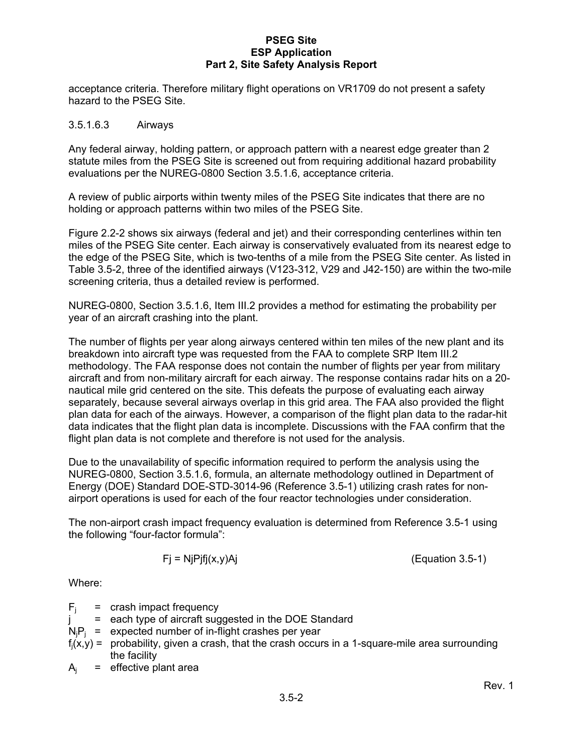acceptance criteria. Therefore military flight operations on VR1709 do not present a safety hazard to the PSEG Site.

### 3.5.1.6.3 Airways

Any federal airway, holding pattern, or approach pattern with a nearest edge greater than 2 statute miles from the PSEG Site is screened out from requiring additional hazard probability evaluations per the NUREG-0800 Section 3.5.1.6, acceptance criteria.

A review of public airports within twenty miles of the PSEG Site indicates that there are no holding or approach patterns within two miles of the PSEG Site.

Figure 2.2-2 shows six airways (federal and jet) and their corresponding centerlines within ten miles of the PSEG Site center. Each airway is conservatively evaluated from its nearest edge to the edge of the PSEG Site, which is two-tenths of a mile from the PSEG Site center. As listed in Table 3.5-2, three of the identified airways (V123-312, V29 and J42-150) are within the two-mile screening criteria, thus a detailed review is performed.

NUREG-0800, Section 3.5.1.6, Item III.2 provides a method for estimating the probability per year of an aircraft crashing into the plant.

The number of flights per year along airways centered within ten miles of the new plant and its breakdown into aircraft type was requested from the FAA to complete SRP Item III.2 methodology. The FAA response does not contain the number of flights per year from military aircraft and from non-military aircraft for each airway. The response contains radar hits on a 20-nautical mile grid centered on the site. This defeats the purpose of evaluating each airway separately, because several airways overlap in this grid area. The FAA also provided the flight plan data for each of the airways. However, a comparison of the flight plan data to the radar-hit data indicates that the flight plan data is incomplete. Discussions with the FAA confirm that the flight plan data is not complete and therefore is not used for the analysis.

Due to the unavailability of specific information required to perform the analysis using the NUREG-0800, Section 3.5.1.6, formula, an alternate methodology outlined in Department of Energy (DOE) Standard DOE-STD-3014-96 (Reference 3.5-1) utilizing crash rates for non-airport operations is used for each of the four reactor technologies under consideration.

The non-airport crash impact frequency evaluation is determined from Reference 3.5-1 using the following "four-factor formula":

$$F_j = N_j P_j f_j(x,y) A_j \qquad \text{(Equation 3.5-1)}$$

Where:

- $F_j$ = crash impact frequency
- $j$ = each type of aircraft suggested in the DOE Standard
- $N_j P_j$ = expected number of in-flight crashes per year
- $f_j(x,y)$ = probability, given a crash, that the crash occurs in a 1-square-mile area surrounding the facility
- $A_j$ = effective plant area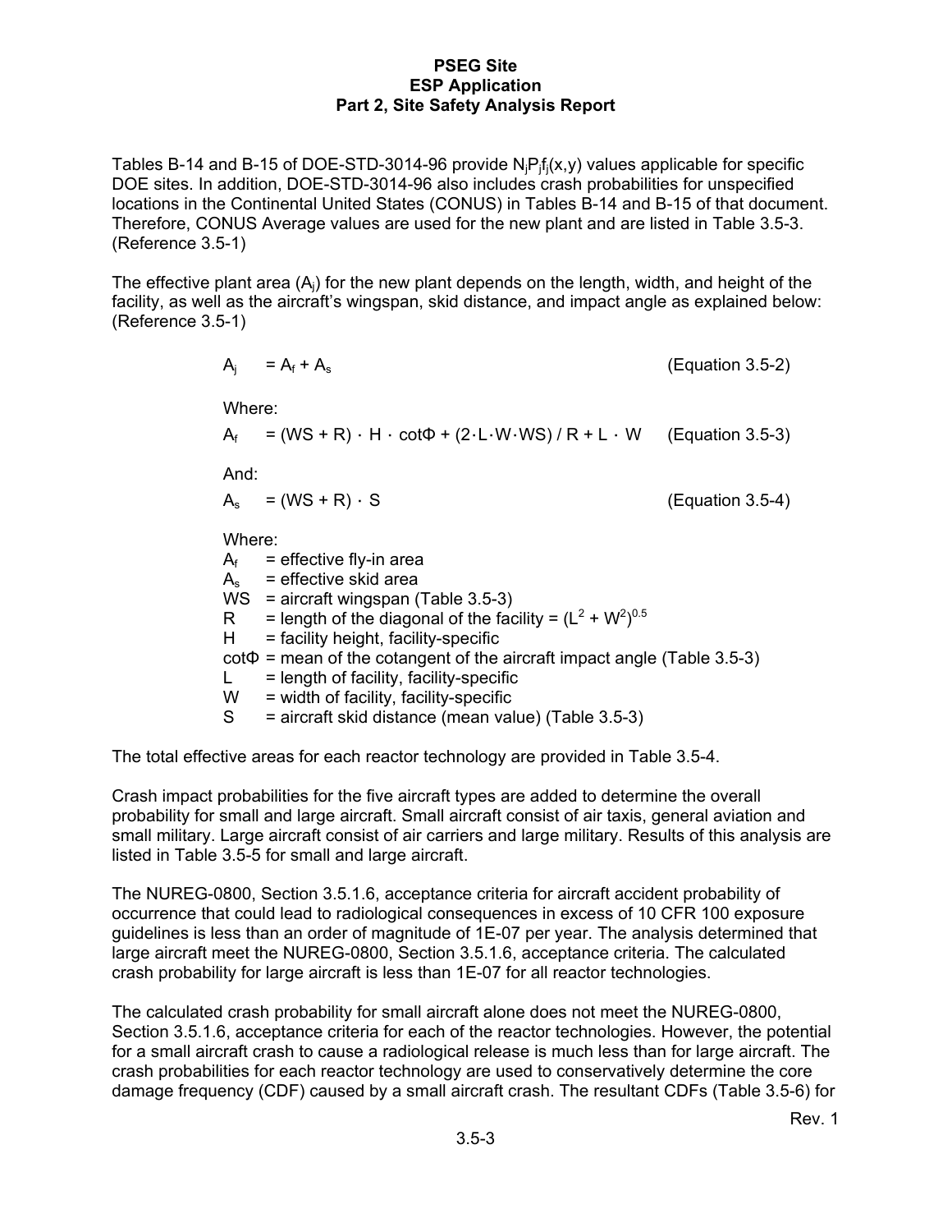Tables B-14 and B-15 of DOE-STD-3014-96 provide $N_jP_jf_j(x,y)$ values applicable for specific DOE sites. In addition, DOE-STD-3014-96 also includes crash probabilities for unspecified locations in the Continental United States (CONUS) in Tables B-14 and B-15 of that document. Therefore, CONUS Average values are used for the new plant and are listed in Table 3.5-3. (Reference 3.5-1)

The effective plant area ($A_j$) for the new plant depends on the length, width, and height of the facility, as well as the aircraft's wingspan, skid distance, and impact angle as explained below: (Reference 3.5-1)

$$A_j = A_f + A_s \qquad \text{(Equation 3.5-2)}$$

Where:

$$A_f = (WS + R) \cdot H \cdot \cot\Phi + (2 \cdot L \cdot W \cdot WS) / R + L \cdot W \qquad \text{(Equation 3.5-3)}$$

And:

$$A_s = (WS + R) \cdot S \qquad \text{(Equation 3.5-4)}$$

Where:

- $A_f$ = effective fly-in area
- $A_s$ = effective skid area
- WS = aircraft wingspan (Table 3.5-3)
- R = length of the diagonal of the facility = $(L^2 + W^2)^{0.5}$
- H = facility height, facility-specific
- $\cot\Phi$ = mean of the cotangent of the aircraft impact angle (Table 3.5-3)
- L = length of facility, facility-specific
- W = width of facility, facility-specific
- S = aircraft skid distance (mean value) (Table 3.5-3)

The total effective areas for each reactor technology are provided in Table 3.5-4.

Crash impact probabilities for the five aircraft types are added to determine the overall probability for small and large aircraft. Small aircraft consist of air taxis, general aviation and small military. Large aircraft consist of air carriers and large military. Results of this analysis are listed in Table 3.5-5 for small and large aircraft.

The NUREG-0800, Section 3.5.1.6, acceptance criteria for aircraft accident probability of occurrence that could lead to radiological consequences in excess of 10 CFR 100 exposure guidelines is less than an order of magnitude of 1E-07 per year. The analysis determined that large aircraft meet the NUREG-0800, Section 3.5.1.6, acceptance criteria. The calculated crash probability for large aircraft is less than 1E-07 for all reactor technologies.

The calculated crash probability for small aircraft alone does not meet the NUREG-0800, Section 3.5.1.6, acceptance criteria for each of the reactor technologies. However, the potential for a small aircraft crash to cause a radiological release is much less than for large aircraft. The crash probabilities for each reactor technology are used to conservatively determine the core damage frequency (CDF) caused by a small aircraft crash. The resultant CDFs (Table 3.5-6) for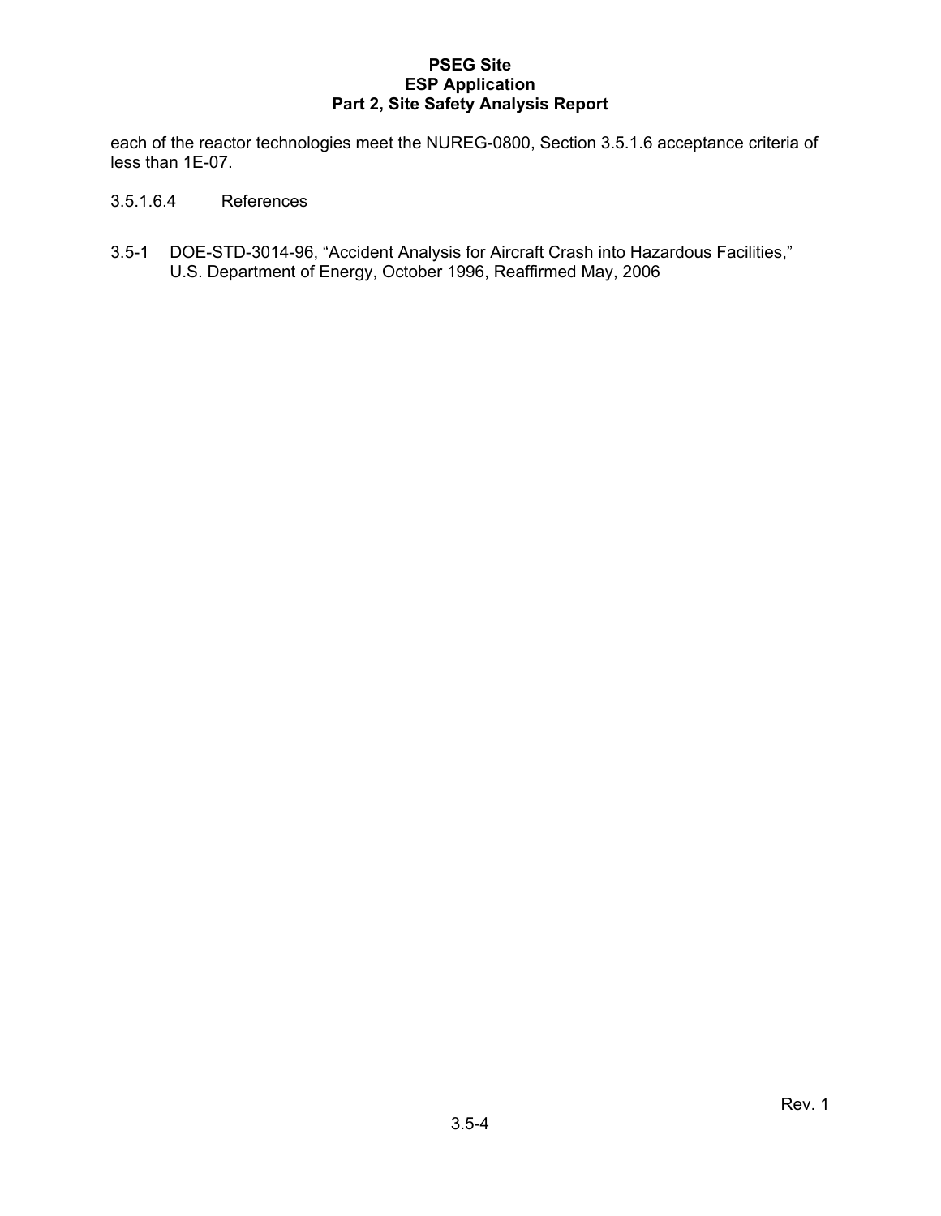each of the reactor technologies meet the NUREG-0800, Section 3.5.1.6 acceptance criteria of less than 1E-07.

#### 3.5.1.6.4 References

3.5-1 DOE-STD-3014-96, “Accident Analysis for Aircraft Crash into Hazardous Facilities,” U.S. Department of Energy, October 1996, Reaffirmed May, 2006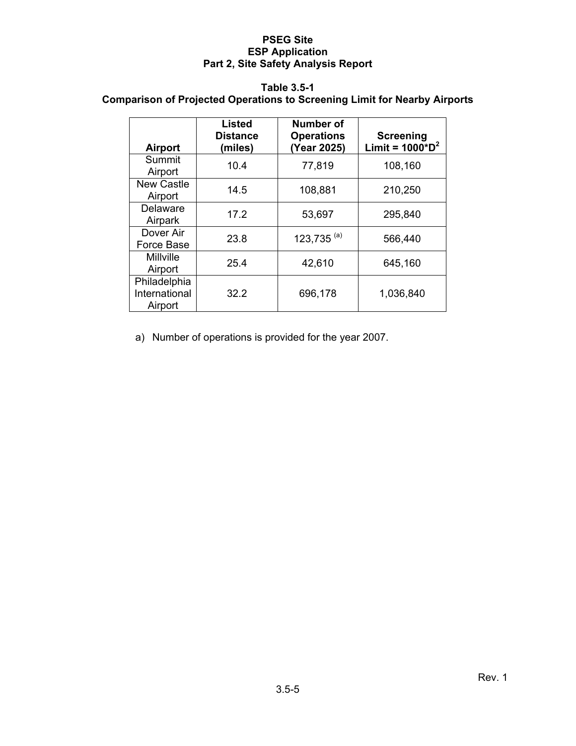**Table 3.5-1**
**Comparison of Projected Operations to Screening Limit for Nearby Airports**

| Airport | Listed Distance (miles) | Number of Operations (Year 2025) | Screening Limit = $1000*D^2$ |
|---|---|---|---|
| Summit Airport | 10.4 | 77,819 | 108,160 |
| New Castle Airport | 14.5 | 108,881 | 210,250 |
| Delaware Airpark | 17.2 | 53,697 | 295,840 |
| Dover Air Force Base | 23.8 | 123,735 [(a)] | 566,440 |
| Millville Airport | 25.4 | 42,610 | 645,160 |
| Philadelphia International Airport | 32.2 | 696,178 | 1,036,840 |

a) Number of operations is provided for the year 2007.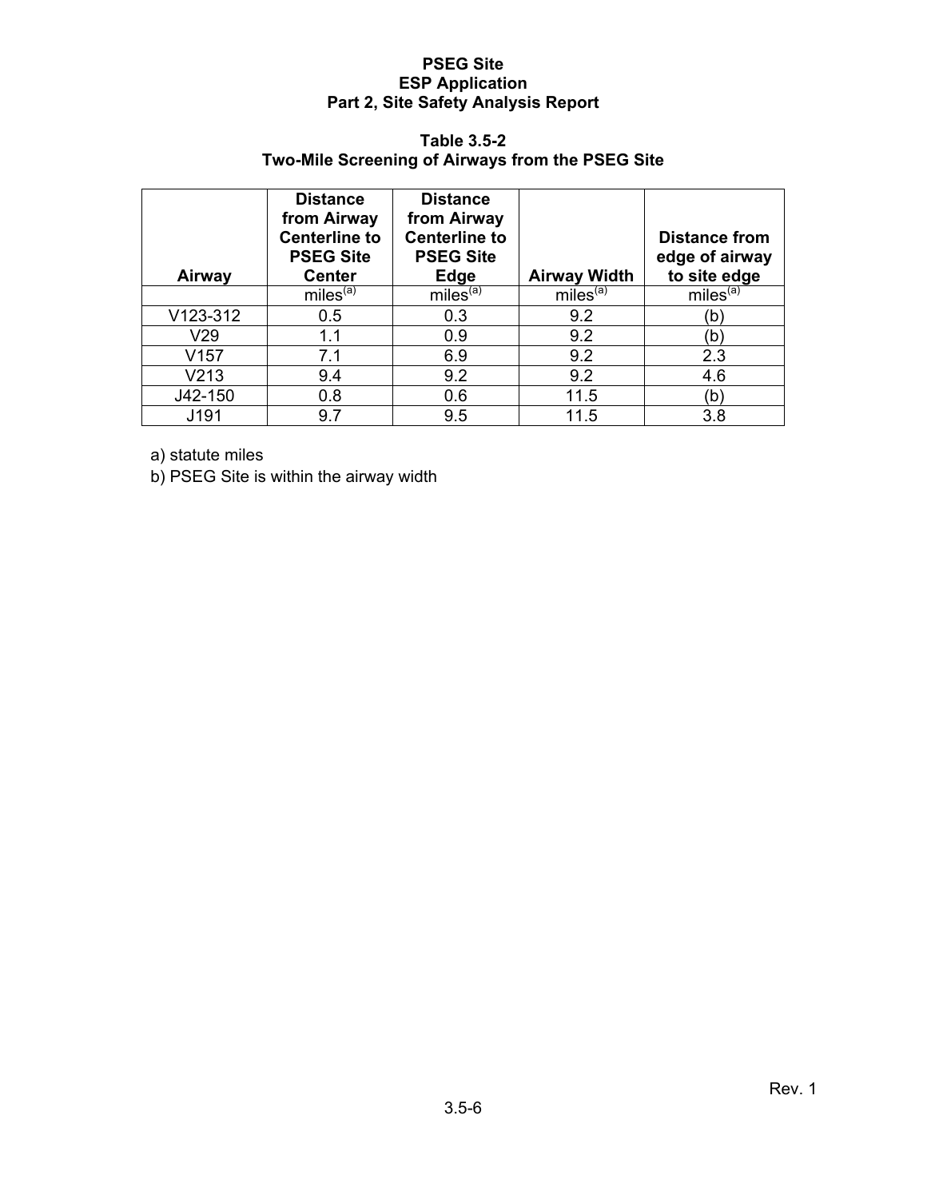**Table 3.5-2**
**Two-Mile Screening of Airways from the PSEG Site**

| Airway | Distance from Airway Centerline to PSEG Site Center | Distance from Airway Centerline to PSEG Site Edge | Airway Width | Distance from edge of airway to site edge |
|---|---|---|---|---|
| | miles[(a)] | miles[(a)] | miles[(a)] | miles[(a)] |
| V123-312 | 0.5 | 0.3 | 9.2 | (b) |
| V29 | 1.1 | 0.9 | 9.2 | (b) |
| V157 | 7.1 | 6.9 | 9.2 | 2.3 |
| V213 | 9.4 | 9.2 | 9.2 | 4.6 |
| J42-150 | 0.8 | 0.6 | 11.5 | (b) |
| J191 | 9.7 | 9.5 | 11.5 | 3.8 |

a) statute miles

b) PSEG Site is within the airway width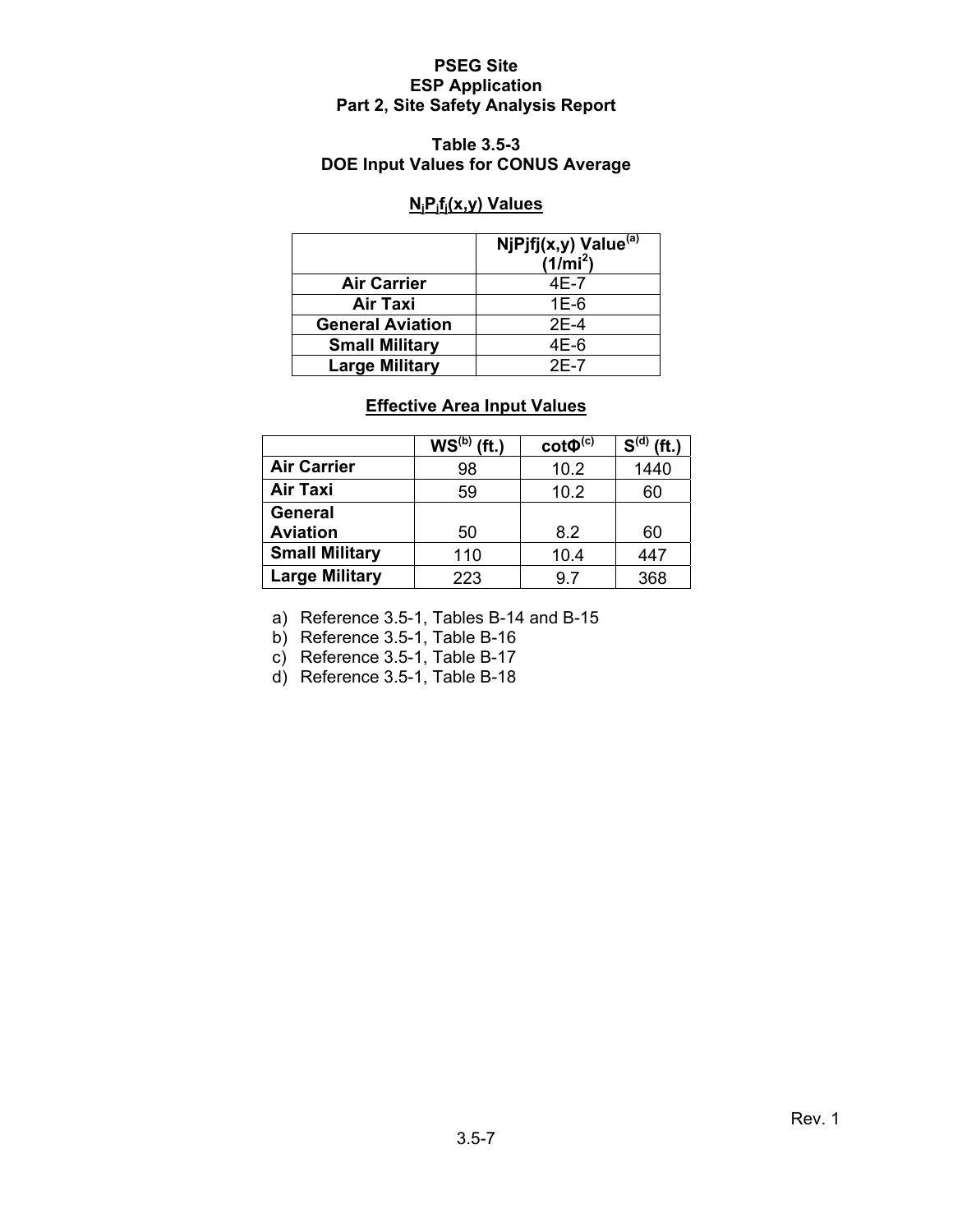**PSEG Site**
**ESP Application**
**Part 2, Site Safety Analysis Report**

### Table 3.5-3
### DOE Input Values for CONUS Average

#### $N_jP_jf_j(x,y)$ Values

| | NjPjfj(x,y) Value[a] (1/mi$^2$) |
|---|---|
| **Air Carrier** | 4E-7 |
| **Air Taxi** | 1E-6 |
| **General Aviation** | 2E-4 |
| **Small Military** | 4E-6 |
| **Large Military** | 2E-7 |

#### Effective Area Input Values

| | WS[b] (ft.) | cotΦ[c] | S[d] (ft.) |
|---|---|---|---|
| **Air Carrier** | 98 | 10.2 | 1440 |
| **Air Taxi** | 59 | 10.2 | 60 |
| **General Aviation** | 50 | 8.2 | 60 |
| **Small Military** | 110 | 10.4 | 447 |
| **Large Military** | 223 | 9.7 | 368 |

a) Reference 3.5-1, Tables B-14 and B-15
b) Reference 3.5-1, Table B-16
c) Reference 3.5-1, Table B-17
d) Reference 3.5-1, Table B-18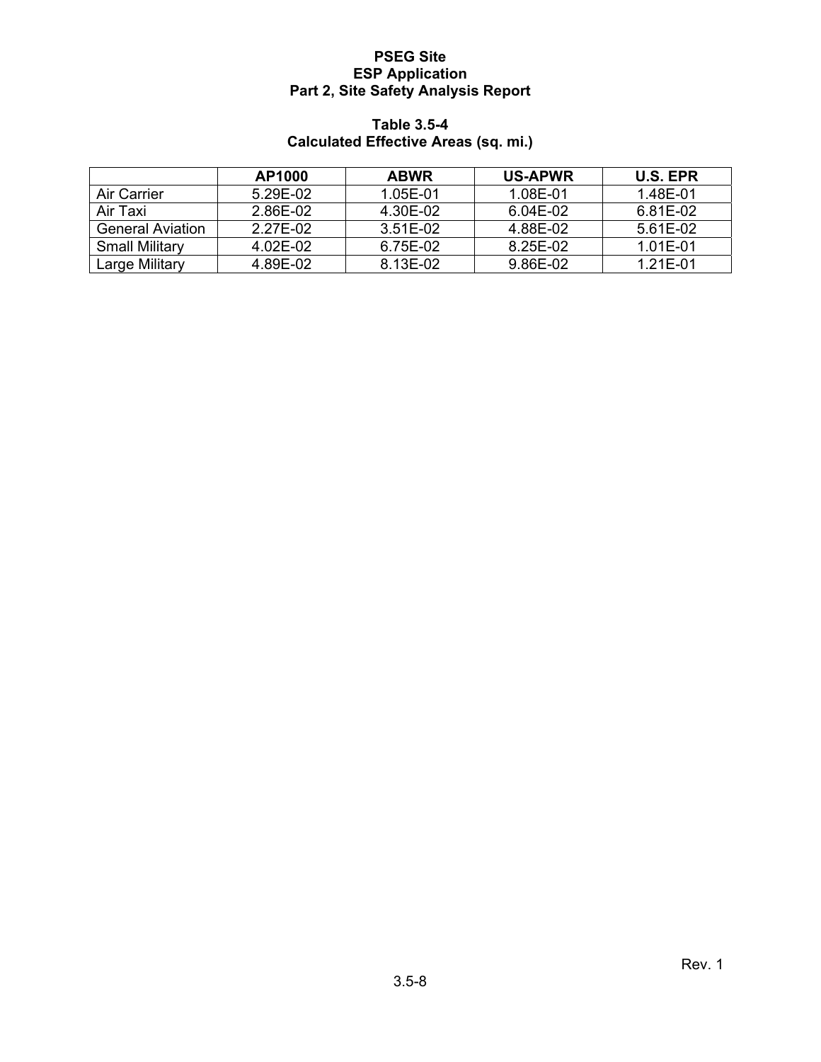**Table 3.5-4**
**Calculated Effective Areas (sq. mi.)**

| | AP1000 | ABWR | US-APWR | U.S. EPR |
|---|---|---|---|---|
| Air Carrier | 5.29E-02 | 1.05E-01 | 1.08E-01 | 1.48E-01 |
| Air Taxi | 2.86E-02 | 4.30E-02 | 6.04E-02 | 6.81E-02 |
| General Aviation | 2.27E-02 | 3.51E-02 | 4.88E-02 | 5.61E-02 |
| Small Military | 4.02E-02 | 6.75E-02 | 8.25E-02 | 1.01E-01 |
| Large Military | 4.89E-02 | 8.13E-02 | 9.86E-02 | 1.21E-01 |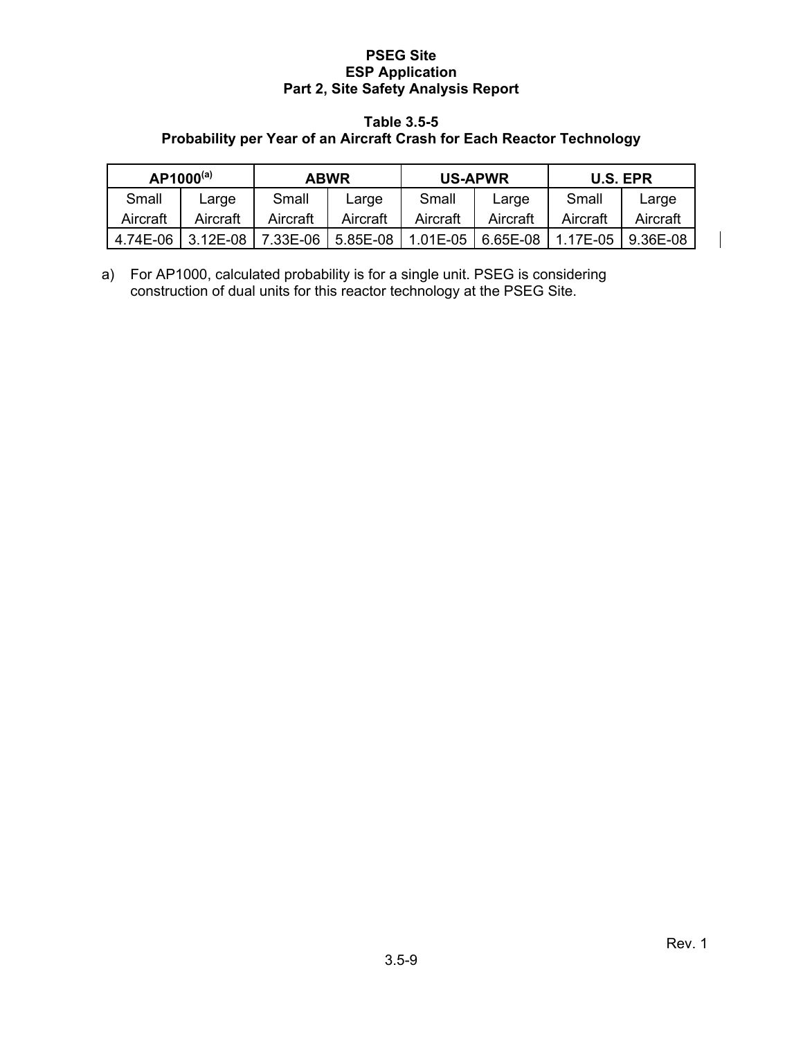**Table 3.5-5**
**Probability per Year of an Aircraft Crash for Each Reactor Technology**

| AP1000[(a)] | | ABWR | | US-APWR | | U.S. EPR | |
|---|---|---|---|---|---|---|---|
| Small Aircraft | Large Aircraft | Small Aircraft | Large Aircraft | Small Aircraft | Large Aircraft | Small Aircraft | Large Aircraft |
| 4.74E-06 | 3.12E-08 | 7.33E-06 | 5.85E-08 | 1.01E-05 | 6.65E-08 | 1.17E-05 | 9.36E-08 |

a) For AP1000, calculated probability is for a single unit. PSEG is considering construction of dual units for this reactor technology at the PSEG Site.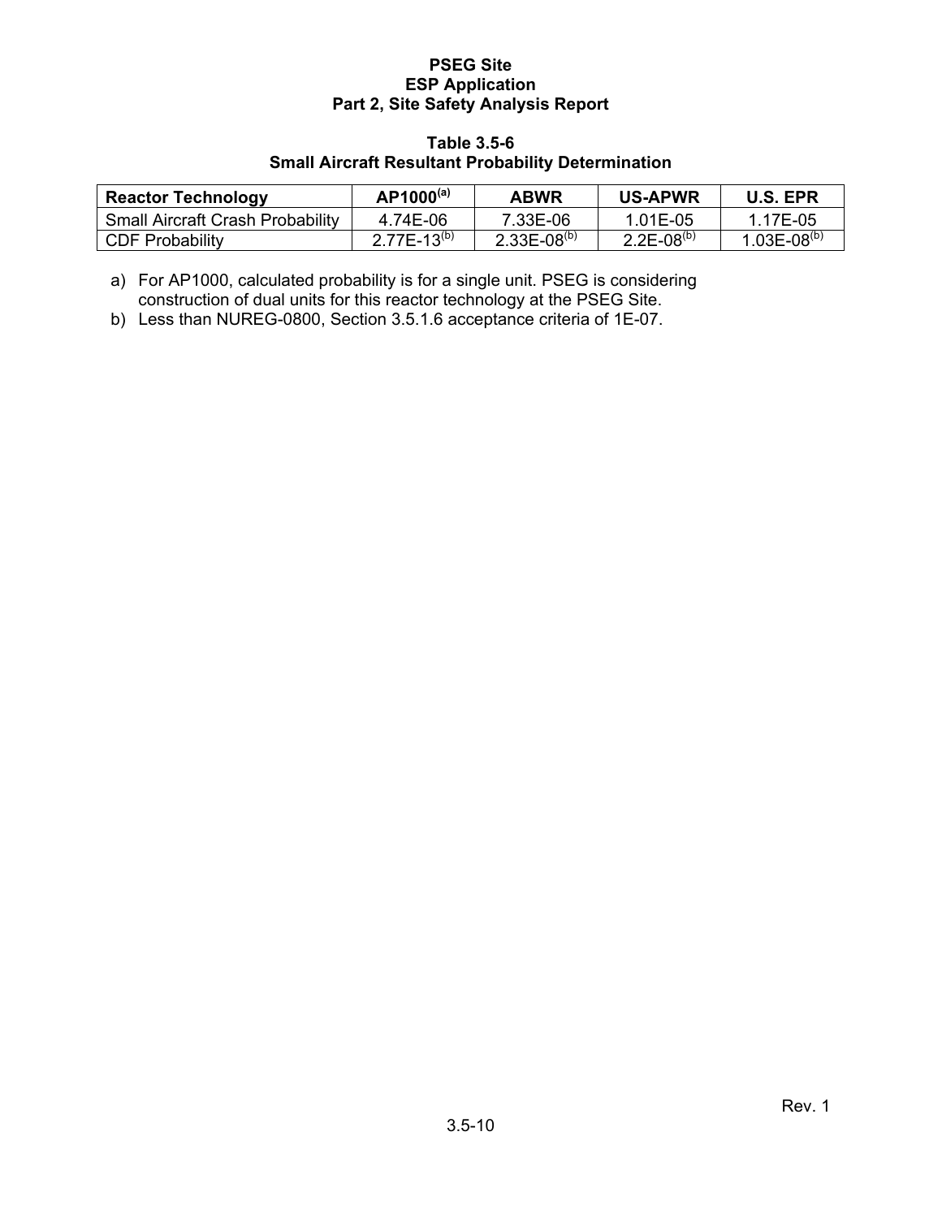**Table 3.5-6**
**Small Aircraft Resultant Probability Determination**

| Reactor Technology | AP1000[(a)] | ABWR | US-APWR | U.S. EPR |
|---|---|---|---|---|
| Small Aircraft Crash Probability | 4.74E-06 | 7.33E-06 | 1.01E-05 | 1.17E-05 |
| CDF Probability | 2.77E-13[(b)] | 2.33E-08[(b)] | 2.2E-08[(b)] | 1.03E-08[(b)] |

a) For AP1000, calculated probability is for a single unit. PSEG is considering construction of dual units for this reactor technology at the PSEG Site.
b) Less than NUREG-0800, Section 3.5.1.6 acceptance criteria of 1E-07.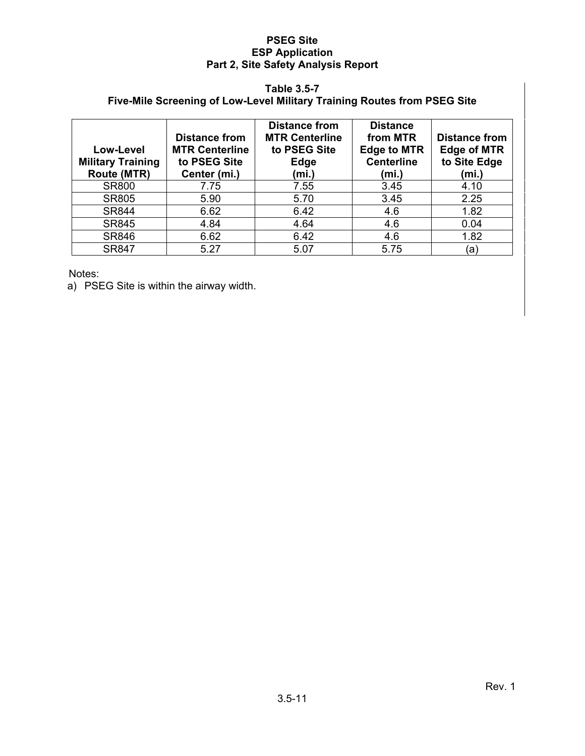**Table 3.5-7**
**Five-Mile Screening of Low-Level Military Training Routes from PSEG Site**

| Low-Level Military Training Route (MTR) | Distance from MTR Centerline to PSEG Site Center (mi.) | Distance from MTR Centerline to PSEG Site Edge (mi.) | Distance from MTR Edge to MTR Centerline (mi.) | Distance from Edge of MTR to Site Edge (mi.) |
|---|---|---|---|---|
| SR800 | 7.75 | 7.55 | 3.45 | 4.10 |
| SR805 | 5.90 | 5.70 | 3.45 | 2.25 |
| SR844 | 6.62 | 6.42 | 4.6 | 1.82 |
| SR845 | 4.84 | 4.64 | 4.6 | 0.04 |
| SR846 | 6.62 | 6.42 | 4.6 | 1.82 |
| SR847 | 5.27 | 5.07 | 5.75 | (a) |

Notes:

a) PSEG Site is within the airway width.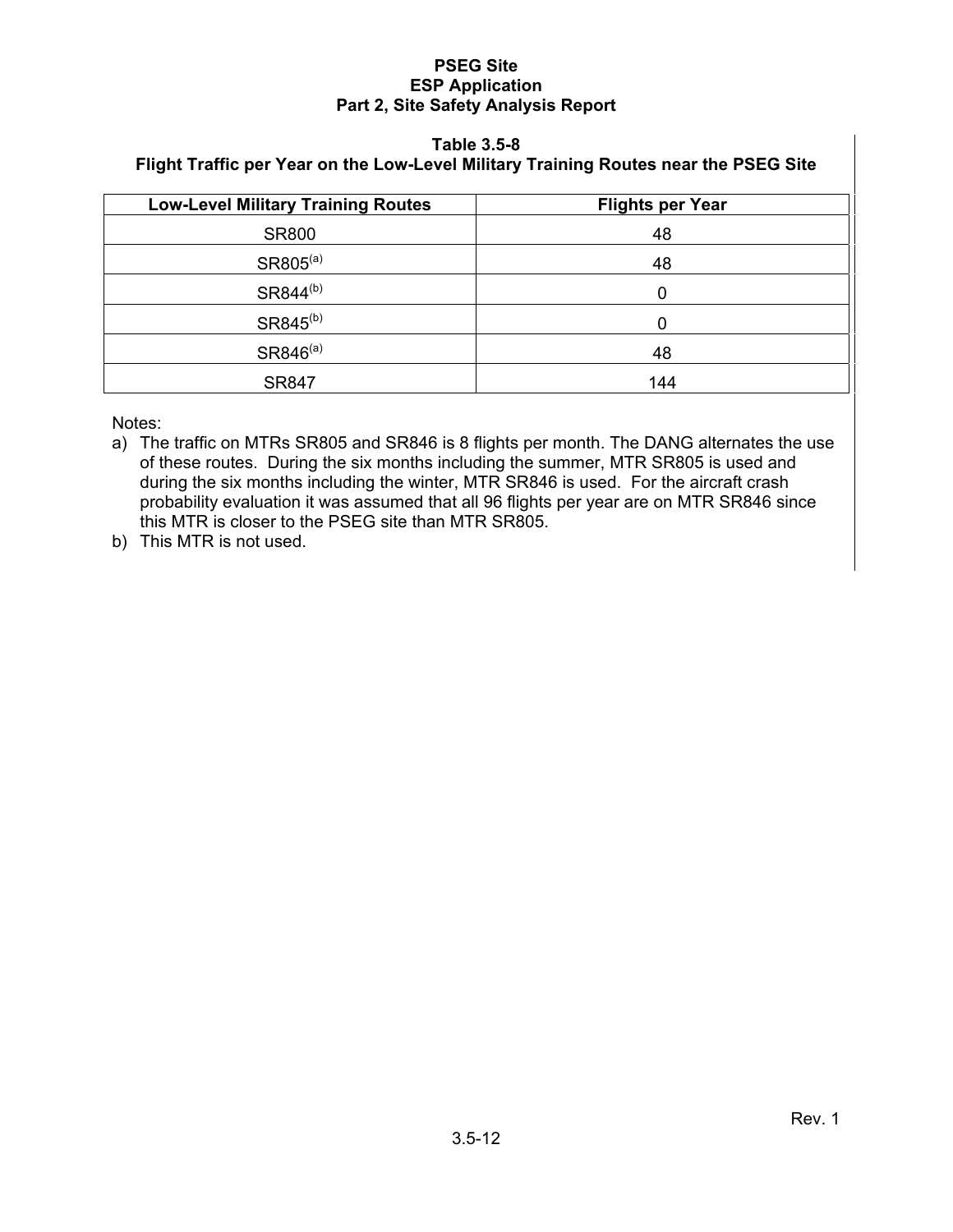**Table 3.5-8**
**Flight Traffic per Year on the Low-Level Military Training Routes near the PSEG Site**

| Low-Level Military Training Routes | Flights per Year |
|---|---|
| SR800 | 48 |
| SR805[(a)] | 48 |
| SR844[(b)] | 0 |
| SR845[(b)] | 0 |
| SR846[(a)] | 48 |
| SR847 | 144 |

Notes:

a) The traffic on MTRs SR805 and SR846 is 8 flights per month. The DANG alternates the use of these routes. During the six months including the summer, MTR SR805 is used and during the six months including the winter, MTR SR846 is used. For the aircraft crash probability evaluation it was assumed that all 96 flights per year are on MTR SR846 since this MTR is closer to the PSEG site than MTR SR805.

b) This MTR is not used.